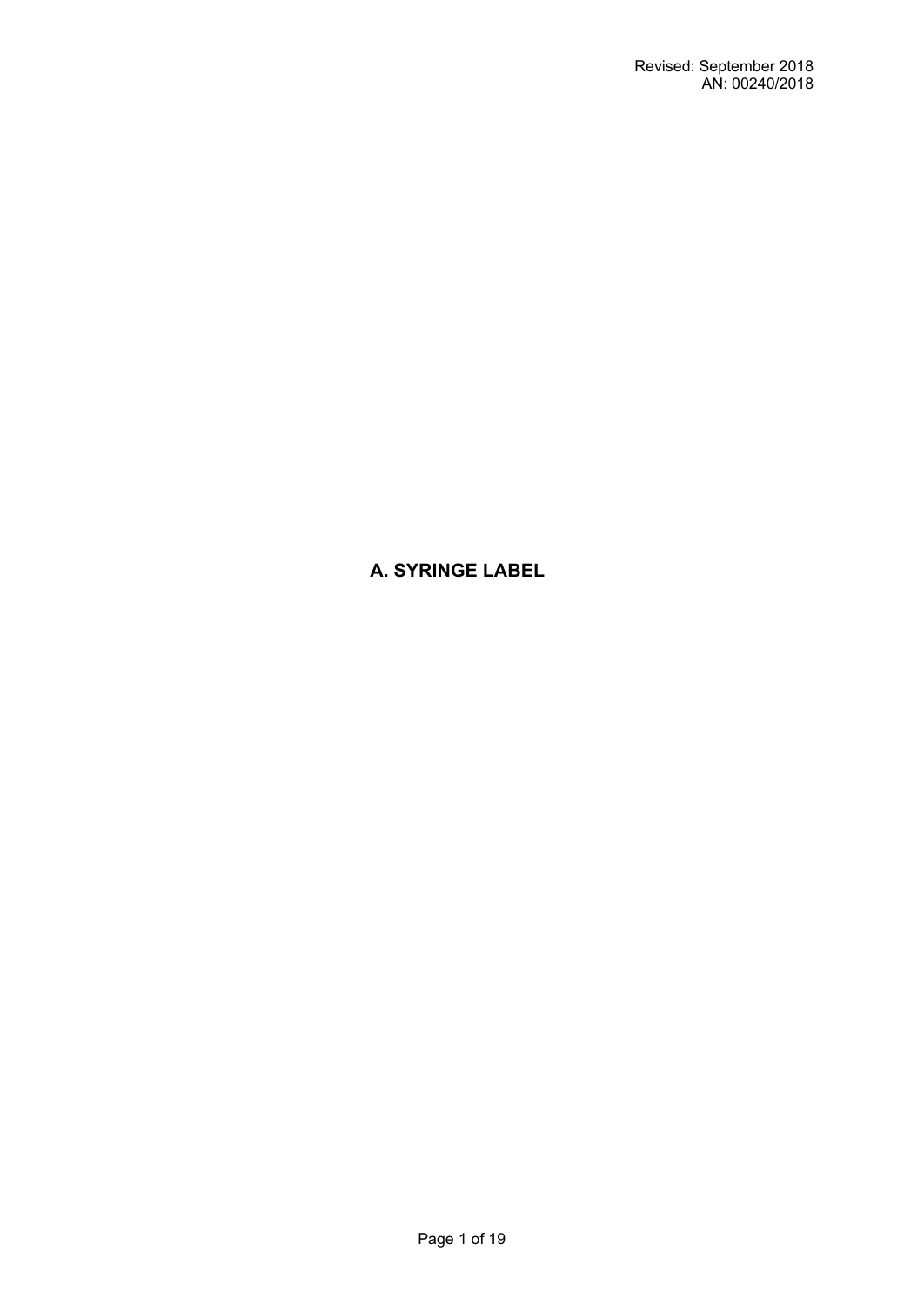Revised: September 2018
AN: 00240/2018

# A. SYRINGE LABEL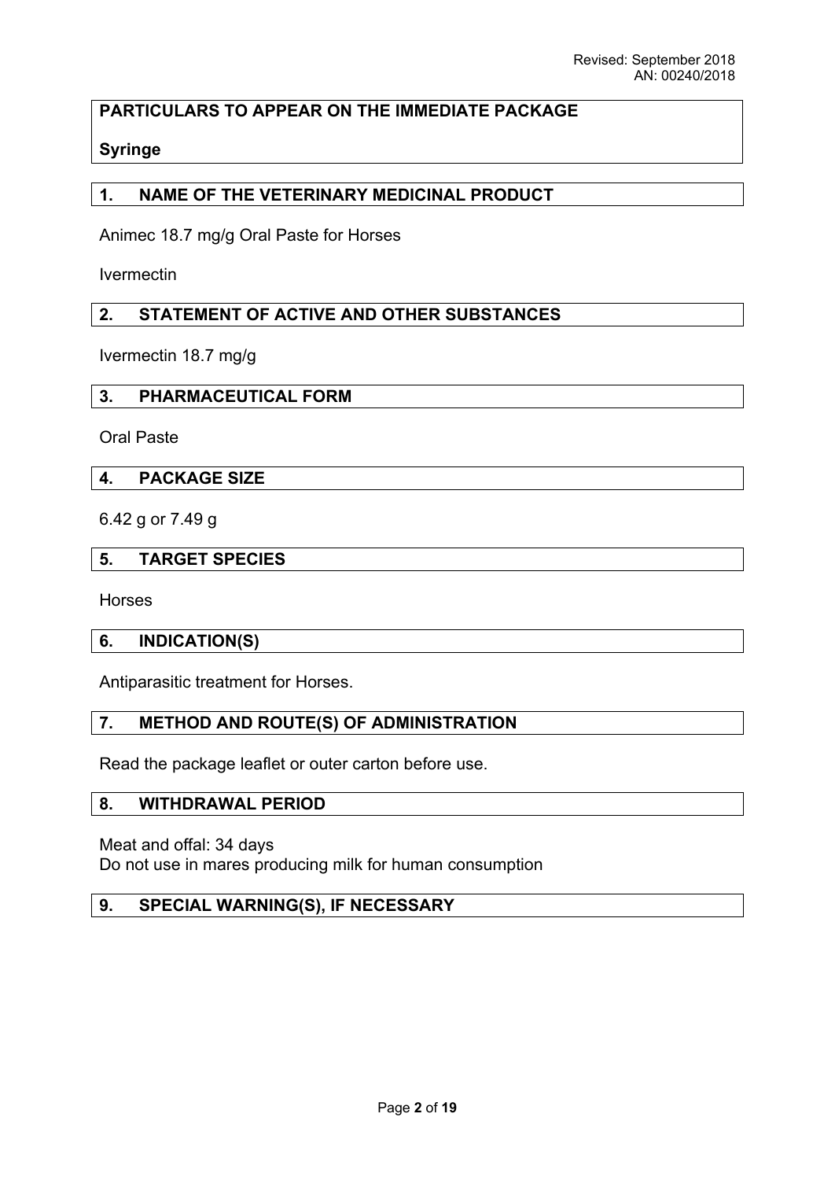## PARTICULARS TO APPEAR ON THE IMMEDIATE PACKAGE

**Syringe**

## 1. NAME OF THE VETERINARY MEDICINAL PRODUCT

Animec 18.7 mg/g Oral Paste for Horses

Ivermectin

## 2. STATEMENT OF ACTIVE AND OTHER SUBSTANCES

Ivermectin 18.7 mg/g

## 3. PHARMACEUTICAL FORM

Oral Paste

## 4. PACKAGE SIZE

6.42 g or 7.49 g

## 5. TARGET SPECIES

Horses

## 6. INDICATION(S)

Antiparasitic treatment for Horses.

## 7. METHOD AND ROUTE(S) OF ADMINISTRATION

Read the package leaflet or outer carton before use.

## 8. WITHDRAWAL PERIOD

Meat and offal: 34 days
Do not use in mares producing milk for human consumption

## 9. SPECIAL WARNING(S), IF NECESSARY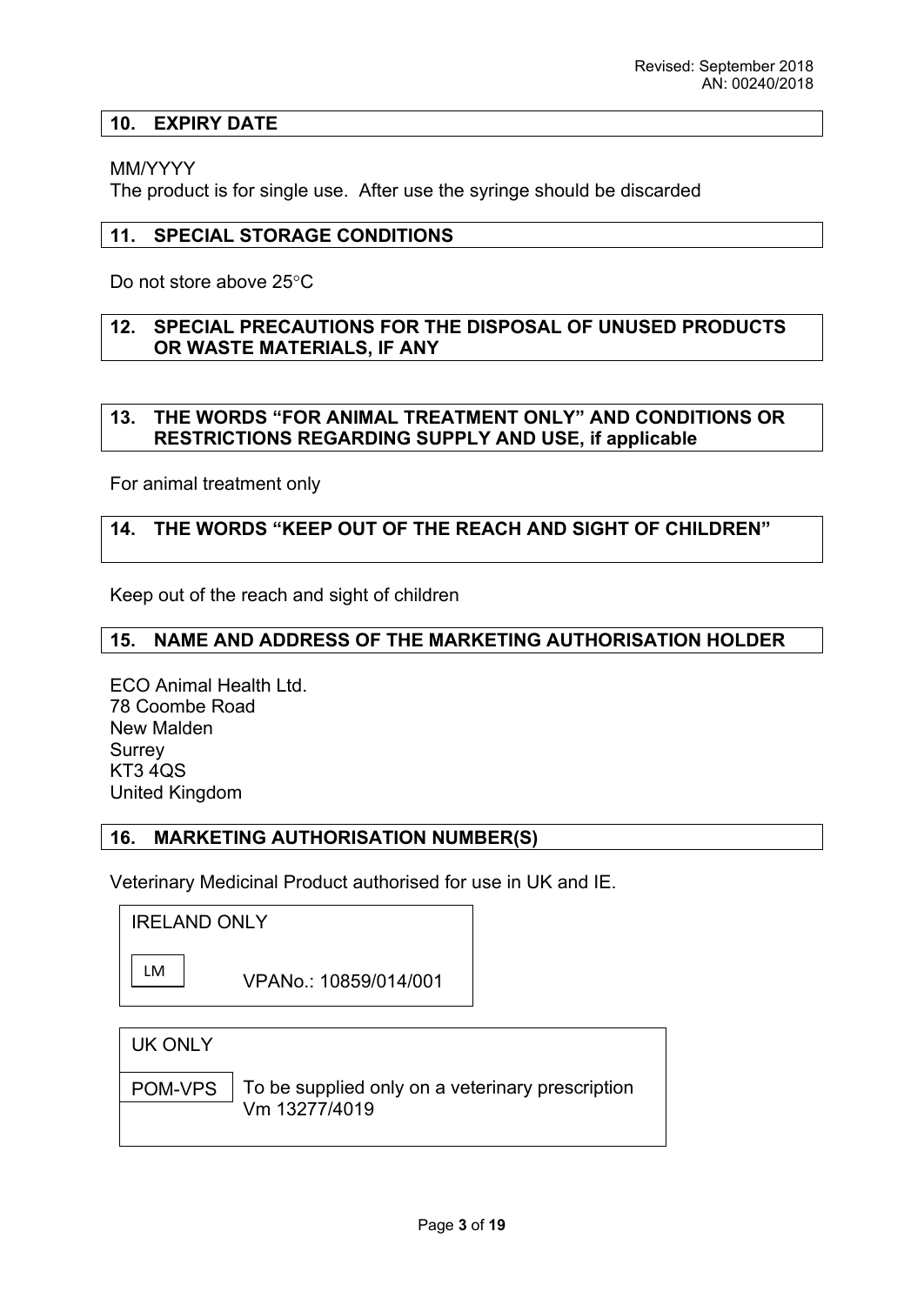## 10. EXPIRY DATE

MM/YYYY
The product is for single use. After use the syringe should be discarded

## 11. SPECIAL STORAGE CONDITIONS

Do not store above 25°C

## 12. SPECIAL PRECAUTIONS FOR THE DISPOSAL OF UNUSED PRODUCTS OR WASTE MATERIALS, IF ANY

## 13. THE WORDS "FOR ANIMAL TREATMENT ONLY" AND CONDITIONS OR RESTRICTIONS REGARDING SUPPLY AND USE, if applicable

For animal treatment only

## 14. THE WORDS "KEEP OUT OF THE REACH AND SIGHT OF CHILDREN"

Keep out of the reach and sight of children

## 15. NAME AND ADDRESS OF THE MARKETING AUTHORISATION HOLDER

ECO Animal Health Ltd.
78 Coombe Road
New Malden
Surrey
KT3 4QS
United Kingdom

## 16. MARKETING AUTHORISATION NUMBER(S)

Veterinary Medicinal Product authorised for use in UK and IE.

IRELAND ONLY

LM VPANo.: 10859/014/001

UK ONLY

POM-VPS To be supplied only on a veterinary prescription
Vm 13277/4019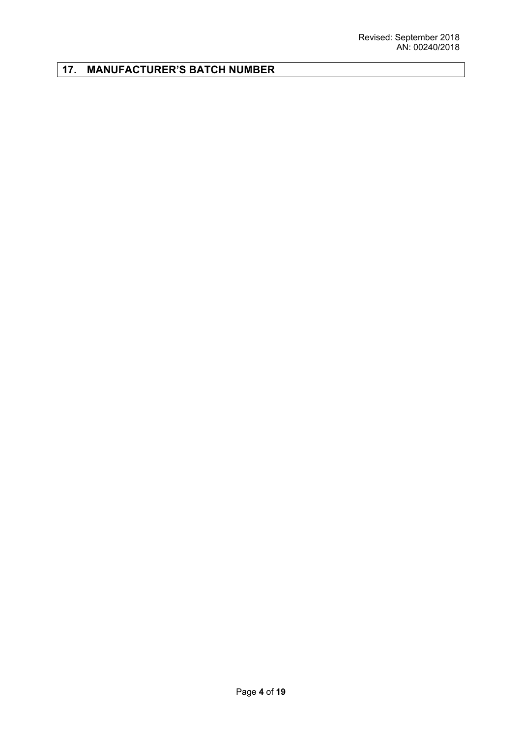## 17. MANUFACTURER'S BATCH NUMBER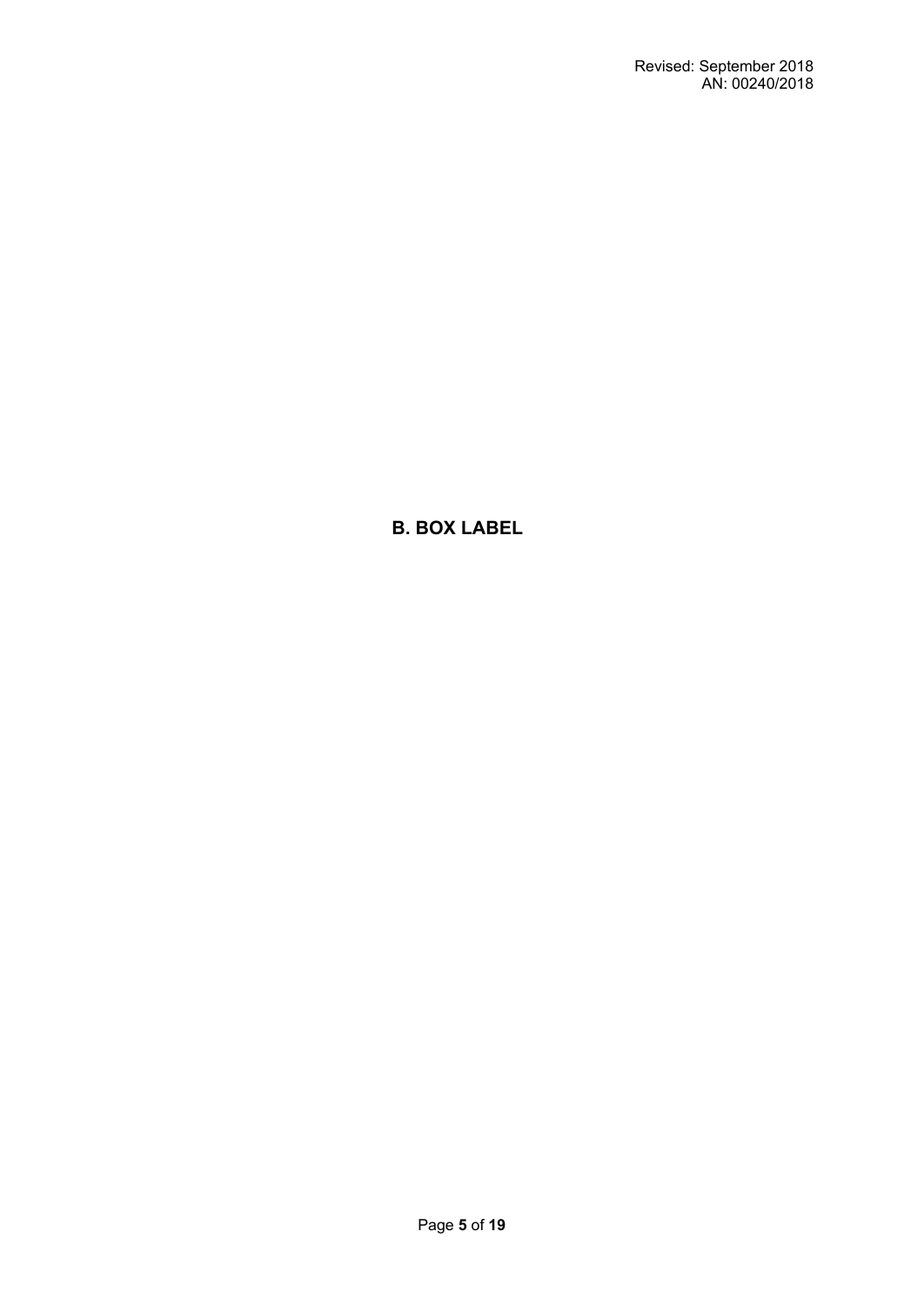# B. BOX LABEL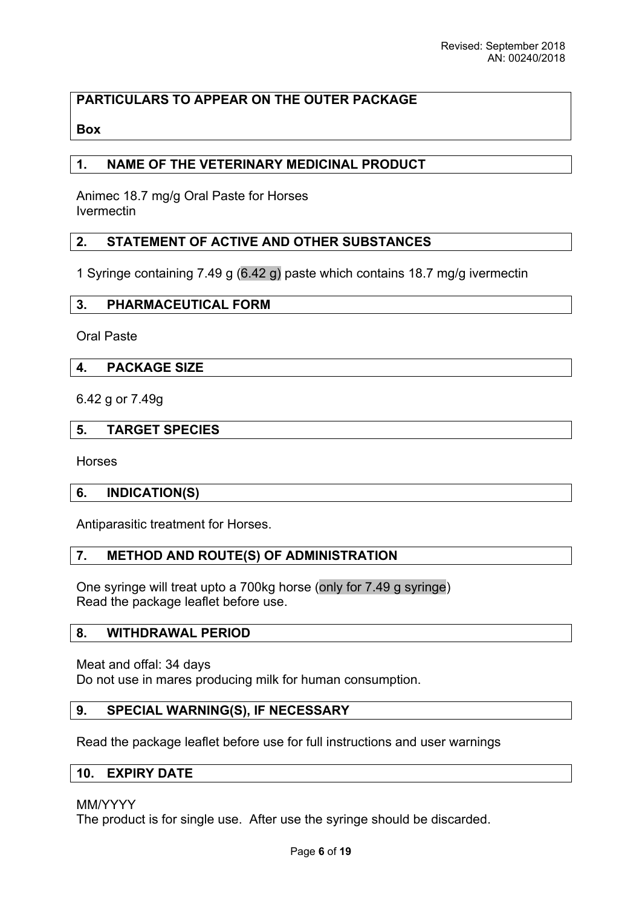Revised: September 2018
AN: 00240/2018

**PARTICULARS TO APPEAR ON THE OUTER PACKAGE**

**Box**

## 1. NAME OF THE VETERINARY MEDICINAL PRODUCT

Animec 18.7 mg/g Oral Paste for Horses
Ivermectin

## 2. STATEMENT OF ACTIVE AND OTHER SUBSTANCES

1 Syringe containing 7.49 g (6.42 g) paste which contains 18.7 mg/g ivermectin

## 3. PHARMACEUTICAL FORM

Oral Paste

## 4. PACKAGE SIZE

6.42 g or 7.49g

## 5. TARGET SPECIES

Horses

## 6. INDICATION(S)

Antiparasitic treatment for Horses.

## 7. METHOD AND ROUTE(S) OF ADMINISTRATION

One syringe will treat upto a 700kg horse (only for 7.49 g syringe)
Read the package leaflet before use.

## 8. WITHDRAWAL PERIOD

Meat and offal: 34 days
Do not use in mares producing milk for human consumption.

## 9. SPECIAL WARNING(S), IF NECESSARY

Read the package leaflet before use for full instructions and user warnings

## 10. EXPIRY DATE

MM/YYYY
The product is for single use. After use the syringe should be discarded.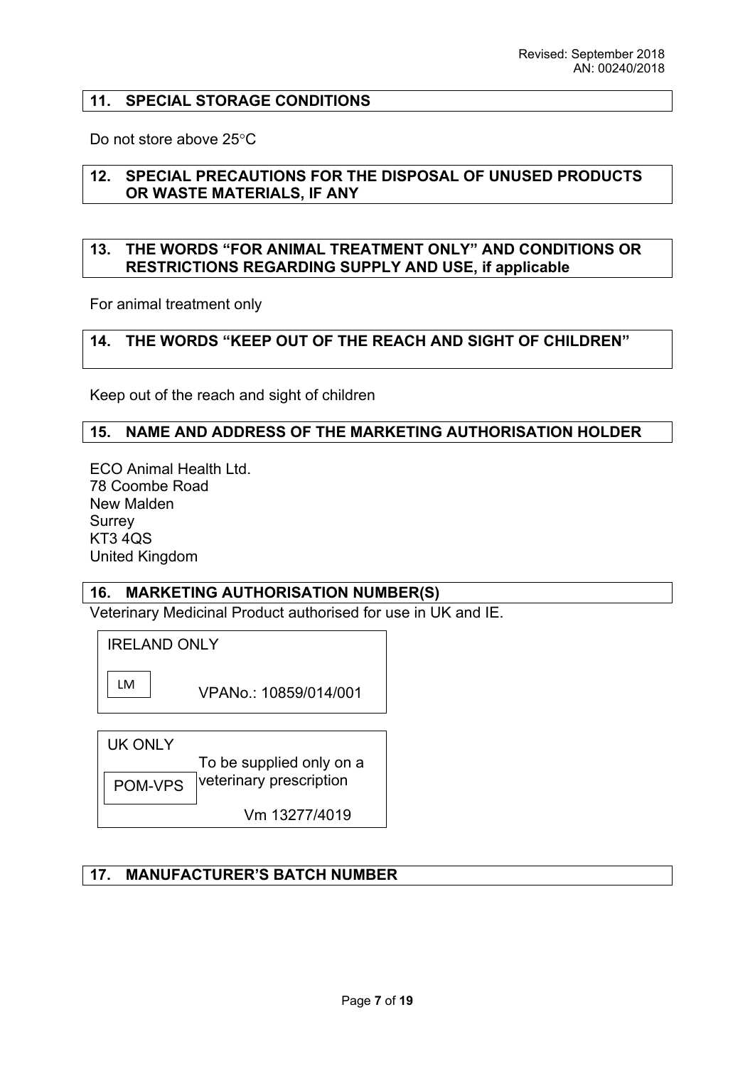Revised: September 2018
AN: 00240/2018

## 11. SPECIAL STORAGE CONDITIONS

Do not store above 25°C

## 12. SPECIAL PRECAUTIONS FOR THE DISPOSAL OF UNUSED PRODUCTS OR WASTE MATERIALS, IF ANY

## 13. THE WORDS "FOR ANIMAL TREATMENT ONLY" AND CONDITIONS OR RESTRICTIONS REGARDING SUPPLY AND USE, if applicable

For animal treatment only

## 14. THE WORDS "KEEP OUT OF THE REACH AND SIGHT OF CHILDREN"

Keep out of the reach and sight of children

## 15. NAME AND ADDRESS OF THE MARKETING AUTHORISATION HOLDER

ECO Animal Health Ltd.
78 Coombe Road
New Malden
Surrey
KT3 4QS
United Kingdom

## 16. MARKETING AUTHORISATION NUMBER(S)

Veterinary Medicinal Product authorised for use in UK and IE.

IRELAND ONLY

LM

VPANo.: 10859/014/001

UK ONLY

POM-VPS

To be supplied only on a veterinary prescription

Vm 13277/4019

## 17. MANUFACTURER'S BATCH NUMBER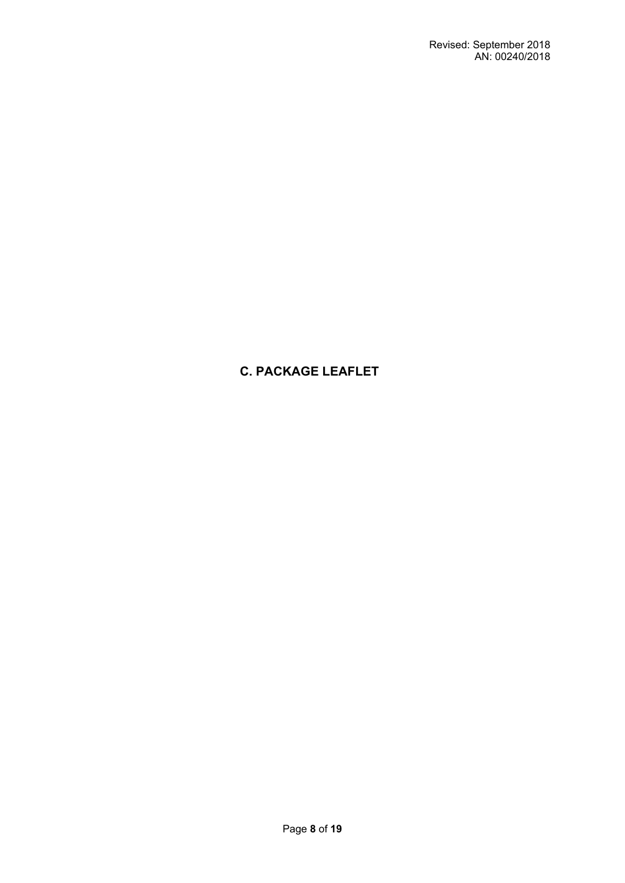# C. PACKAGE LEAFLET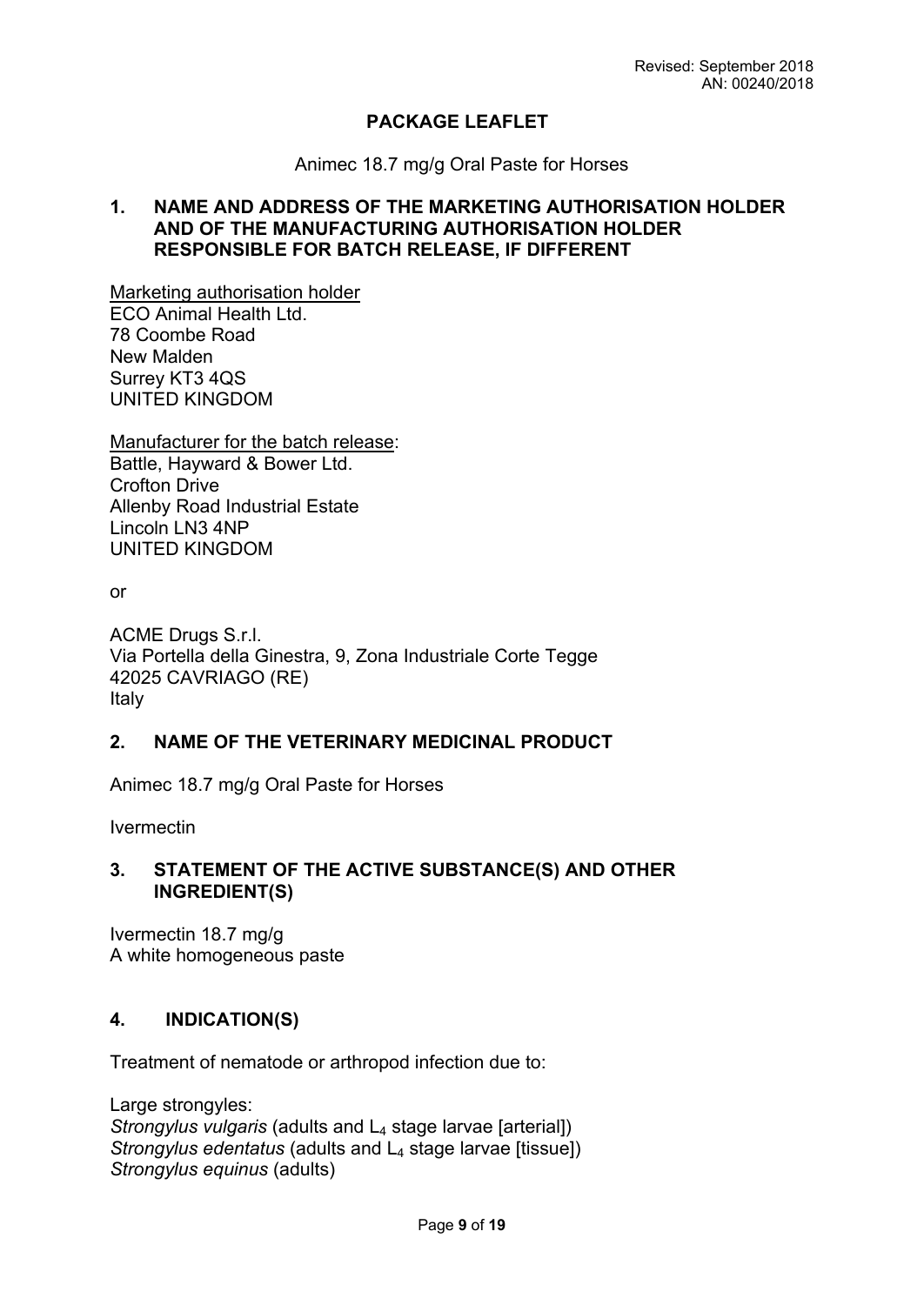## PACKAGE LEAFLET

Animec 18.7 mg/g Oral Paste for Horses

### 1. NAME AND ADDRESS OF THE MARKETING AUTHORISATION HOLDER AND OF THE MANUFACTURING AUTHORISATION HOLDER RESPONSIBLE FOR BATCH RELEASE, IF DIFFERENT

Marketing authorisation holder
ECO Animal Health Ltd.
78 Coombe Road
New Malden
Surrey KT3 4QS
UNITED KINGDOM

Manufacturer for the batch release:
Battle, Hayward & Bower Ltd.
Crofton Drive
Allenby Road Industrial Estate
Lincoln LN3 4NP
UNITED KINGDOM

or

ACME Drugs S.r.l.
Via Portella della Ginestra, 9, Zona Industriale Corte Tegge
42025 CAVRIAGO (RE)
Italy

### 2. NAME OF THE VETERINARY MEDICINAL PRODUCT

Animec 18.7 mg/g Oral Paste for Horses

Ivermectin

### 3. STATEMENT OF THE ACTIVE SUBSTANCE(S) AND OTHER INGREDIENT(S)

Ivermectin 18.7 mg/g
A white homogeneous paste

### 4. INDICATION(S)

Treatment of nematode or arthropod infection due to:

Large strongyles:
*Strongylus vulgaris* (adults and $L_4$ stage larvae [arterial])
*Strongylus edentatus* (adults and $L_4$ stage larvae [tissue])
*Strongylus equinus* (adults)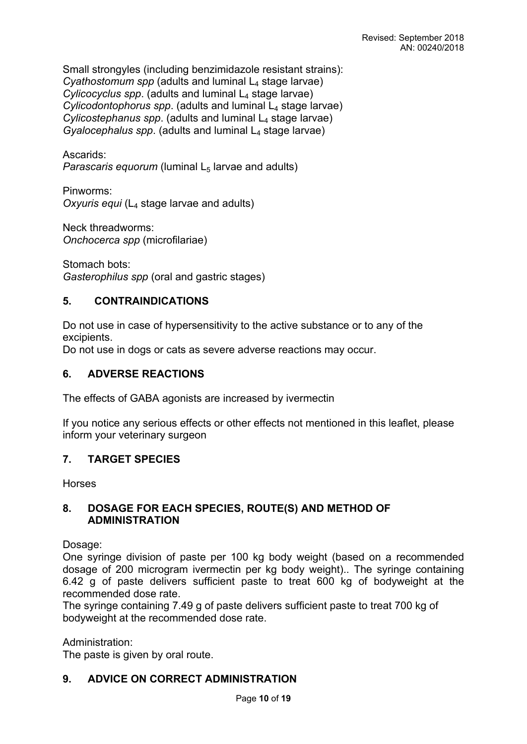Small strongyles (including benzimidazole resistant strains):
*Cyathostomum spp* (adults and luminal $L_4$ stage larvae)
*Cylicocyclus spp*. (adults and luminal $L_4$ stage larvae)
*Cylicodontophorus spp*. (adults and luminal $L_4$ stage larvae)
*Cylicostephanus spp*. (adults and luminal $L_4$ stage larvae)
*Gyalocephalus spp*. (adults and luminal $L_4$ stage larvae)

Ascarids:
*Parascaris equorum* (luminal $L_5$ larvae and adults)

Pinworms:
*Oxyuris equi* ($L_4$ stage larvae and adults)

Neck threadworms:
*Onchocerca spp* (microfilariae)

Stomach bots:
*Gasterophilus spp* (oral and gastric stages)

## 5. CONTRAINDICATIONS

Do not use in case of hypersensitivity to the active substance or to any of the excipients.
Do not use in dogs or cats as severe adverse reactions may occur.

## 6. ADVERSE REACTIONS

The effects of GABA agonists are increased by ivermectin

If you notice any serious effects or other effects not mentioned in this leaflet, please inform your veterinary surgeon

## 7. TARGET SPECIES

Horses

## 8. DOSAGE FOR EACH SPECIES, ROUTE(S) AND METHOD OF ADMINISTRATION

Dosage:
One syringe division of paste per 100 kg body weight (based on a recommended dosage of 200 microgram ivermectin per kg body weight).. The syringe containing 6.42 g of paste delivers sufficient paste to treat 600 kg of bodyweight at the recommended dose rate.
The syringe containing 7.49 g of paste delivers sufficient paste to treat 700 kg of bodyweight at the recommended dose rate.

Administration:
The paste is given by oral route.

## 9. ADVICE ON CORRECT ADMINISTRATION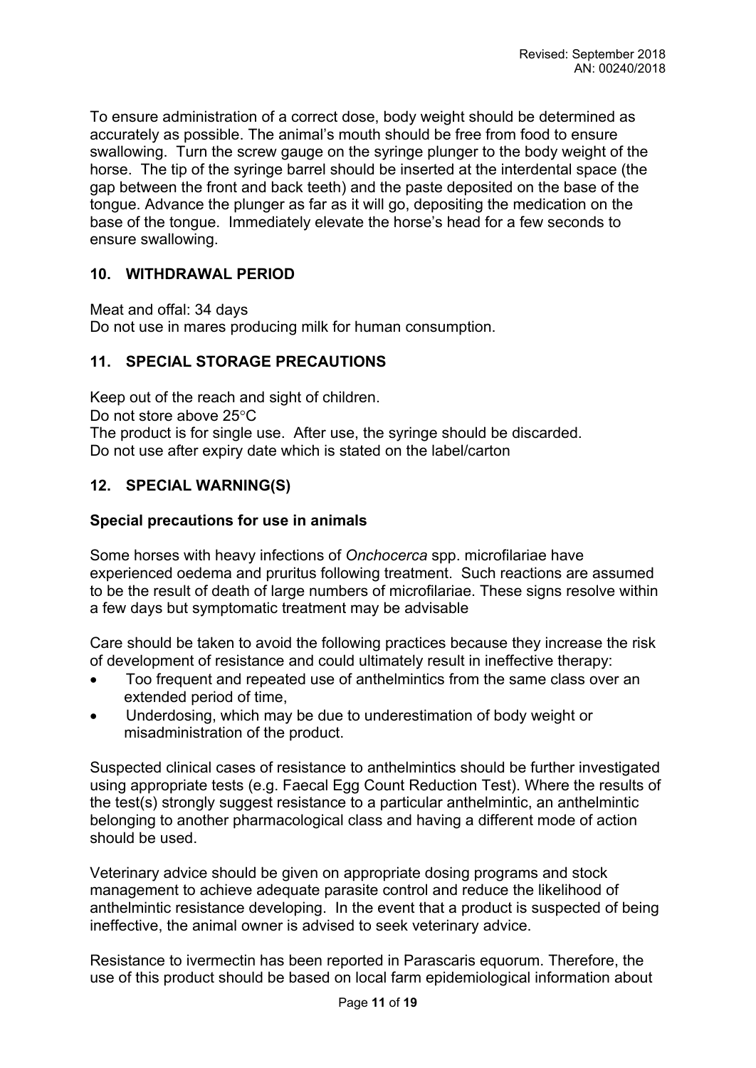To ensure administration of a correct dose, body weight should be determined as accurately as possible. The animal's mouth should be free from food to ensure swallowing. Turn the screw gauge on the syringe plunger to the body weight of the horse. The tip of the syringe barrel should be inserted at the interdental space (the gap between the front and back teeth) and the paste deposited on the base of the tongue. Advance the plunger as far as it will go, depositing the medication on the base of the tongue. Immediately elevate the horse's head for a few seconds to ensure swallowing.

## 10. WITHDRAWAL PERIOD

Meat and offal: 34 days
Do not use in mares producing milk for human consumption.

## 11. SPECIAL STORAGE PRECAUTIONS

Keep out of the reach and sight of children.
Do not store above 25°C
The product is for single use. After use, the syringe should be discarded.
Do not use after expiry date which is stated on the label/carton

## 12. SPECIAL WARNING(S)

### Special precautions for use in animals

Some horses with heavy infections of *Onchocerca* spp. microfilariae have experienced oedema and pruritus following treatment. Such reactions are assumed to be the result of death of large numbers of microfilariae. These signs resolve within a few days but symptomatic treatment may be advisable

Care should be taken to avoid the following practices because they increase the risk of development of resistance and could ultimately result in ineffective therapy:

- Too frequent and repeated use of anthelmintics from the same class over an extended period of time,
- Underdosing, which may be due to underestimation of body weight or misadministration of the product.

Suspected clinical cases of resistance to anthelmintics should be further investigated using appropriate tests (e.g. Faecal Egg Count Reduction Test). Where the results of the test(s) strongly suggest resistance to a particular anthelmintic, an anthelmintic belonging to another pharmacological class and having a different mode of action should be used.

Veterinary advice should be given on appropriate dosing programs and stock management to achieve adequate parasite control and reduce the likelihood of anthelmintic resistance developing. In the event that a product is suspected of being ineffective, the animal owner is advised to seek veterinary advice.

Resistance to ivermectin has been reported in Parascaris equorum. Therefore, the use of this product should be based on local farm epidemiological information about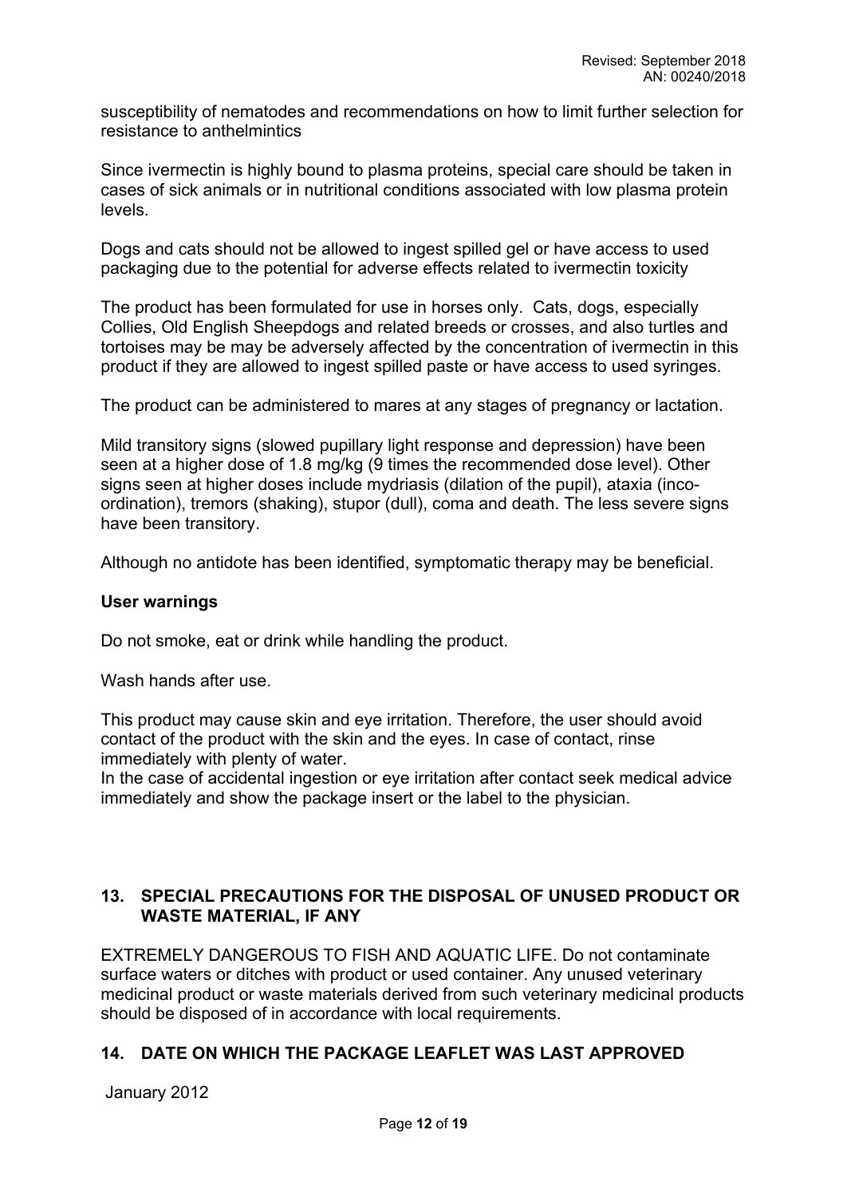susceptibility of nematodes and recommendations on how to limit further selection for resistance to anthelmintics

Since ivermectin is highly bound to plasma proteins, special care should be taken in cases of sick animals or in nutritional conditions associated with low plasma protein levels.

Dogs and cats should not be allowed to ingest spilled gel or have access to used packaging due to the potential for adverse effects related to ivermectin toxicity

The product has been formulated for use in horses only. Cats, dogs, especially Collies, Old English Sheepdogs and related breeds or crosses, and also turtles and tortoises may be may be adversely affected by the concentration of ivermectin in this product if they are allowed to ingest spilled paste or have access to used syringes.

The product can be administered to mares at any stages of pregnancy or lactation.

Mild transitory signs (slowed pupillary light response and depression) have been seen at a higher dose of 1.8 mg/kg (9 times the recommended dose level). Other signs seen at higher doses include mydriasis (dilation of the pupil), ataxia (inco-ordination), tremors (shaking), stupor (dull), coma and death. The less severe signs have been transitory.

Although no antidote has been identified, symptomatic therapy may be beneficial.

**User warnings**

Do not smoke, eat or drink while handling the product.

Wash hands after use.

This product may cause skin and eye irritation. Therefore, the user should avoid contact of the product with the skin and the eyes. In case of contact, rinse immediately with plenty of water.
In the case of accidental ingestion or eye irritation after contact seek medical advice immediately and show the package insert or the label to the physician.

## 13. SPECIAL PRECAUTIONS FOR THE DISPOSAL OF UNUSED PRODUCT OR WASTE MATERIAL, IF ANY

EXTREMELY DANGEROUS TO FISH AND AQUATIC LIFE. Do not contaminate surface waters or ditches with product or used container. Any unused veterinary medicinal product or waste materials derived from such veterinary medicinal products should be disposed of in accordance with local requirements.

## 14. DATE ON WHICH THE PACKAGE LEAFLET WAS LAST APPROVED

January 2012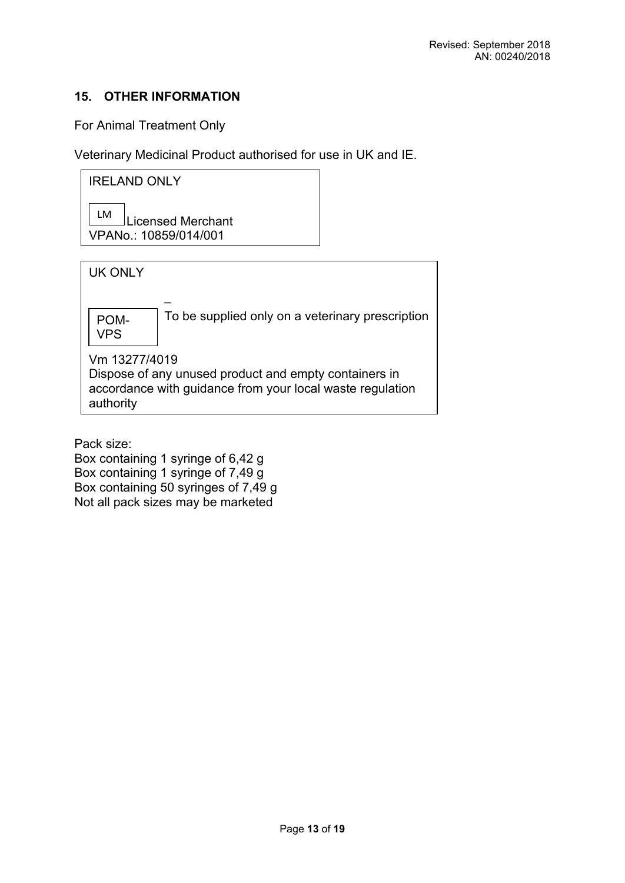## 15. OTHER INFORMATION

For Animal Treatment Only

Veterinary Medicinal Product authorised for use in UK and IE.

IRELAND ONLY

LM Licensed Merchant
VPANo.: 10859/014/001

UK ONLY

POM-VPS – To be supplied only on a veterinary prescription

Vm 13277/4019
Dispose of any unused product and empty containers in accordance with guidance from your local waste regulation authority

Pack size:
Box containing 1 syringe of 6,42 g
Box containing 1 syringe of 7,49 g
Box containing 50 syringes of 7,49 g
Not all pack sizes may be marketed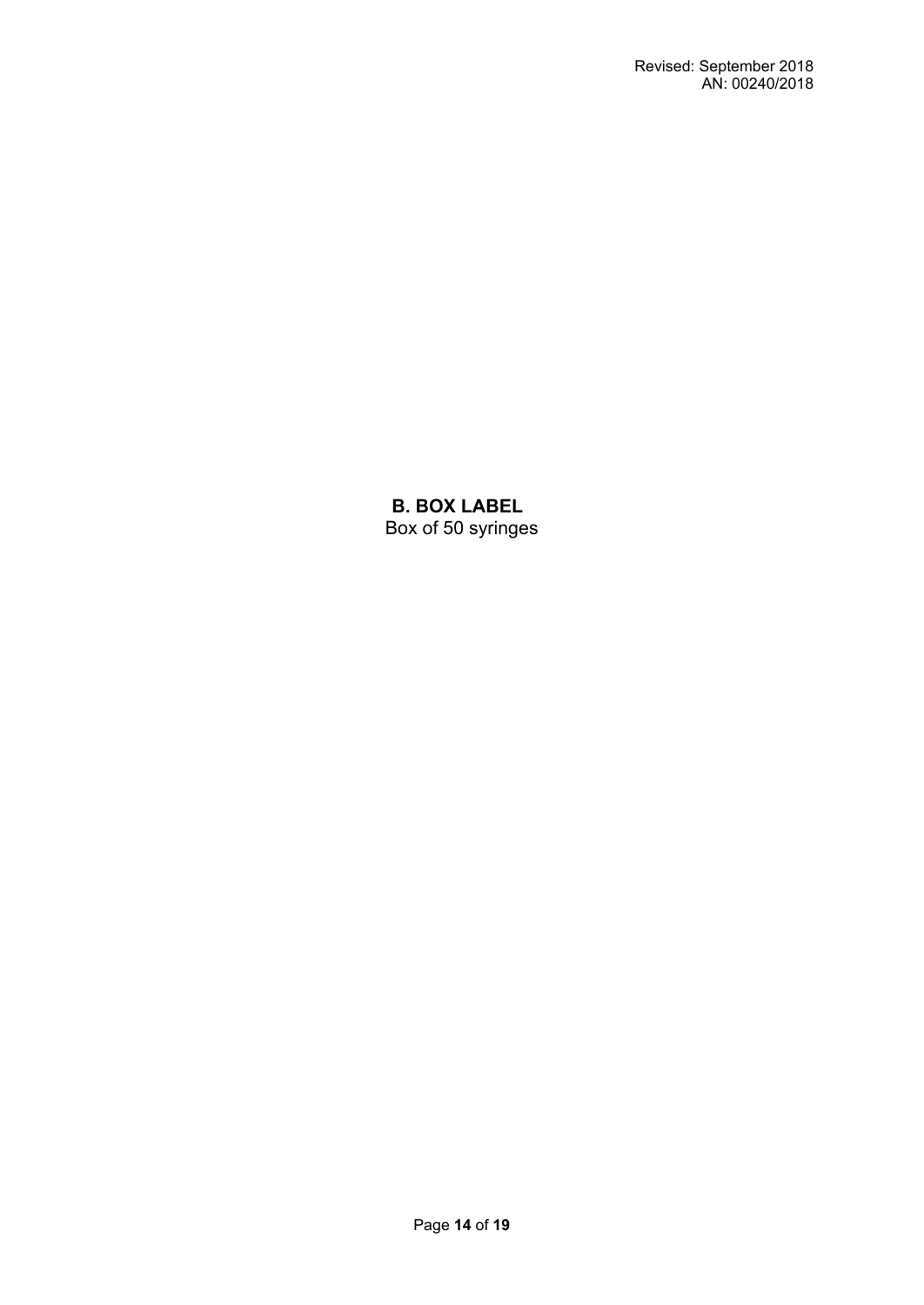## B. BOX LABEL

Box of 50 syringes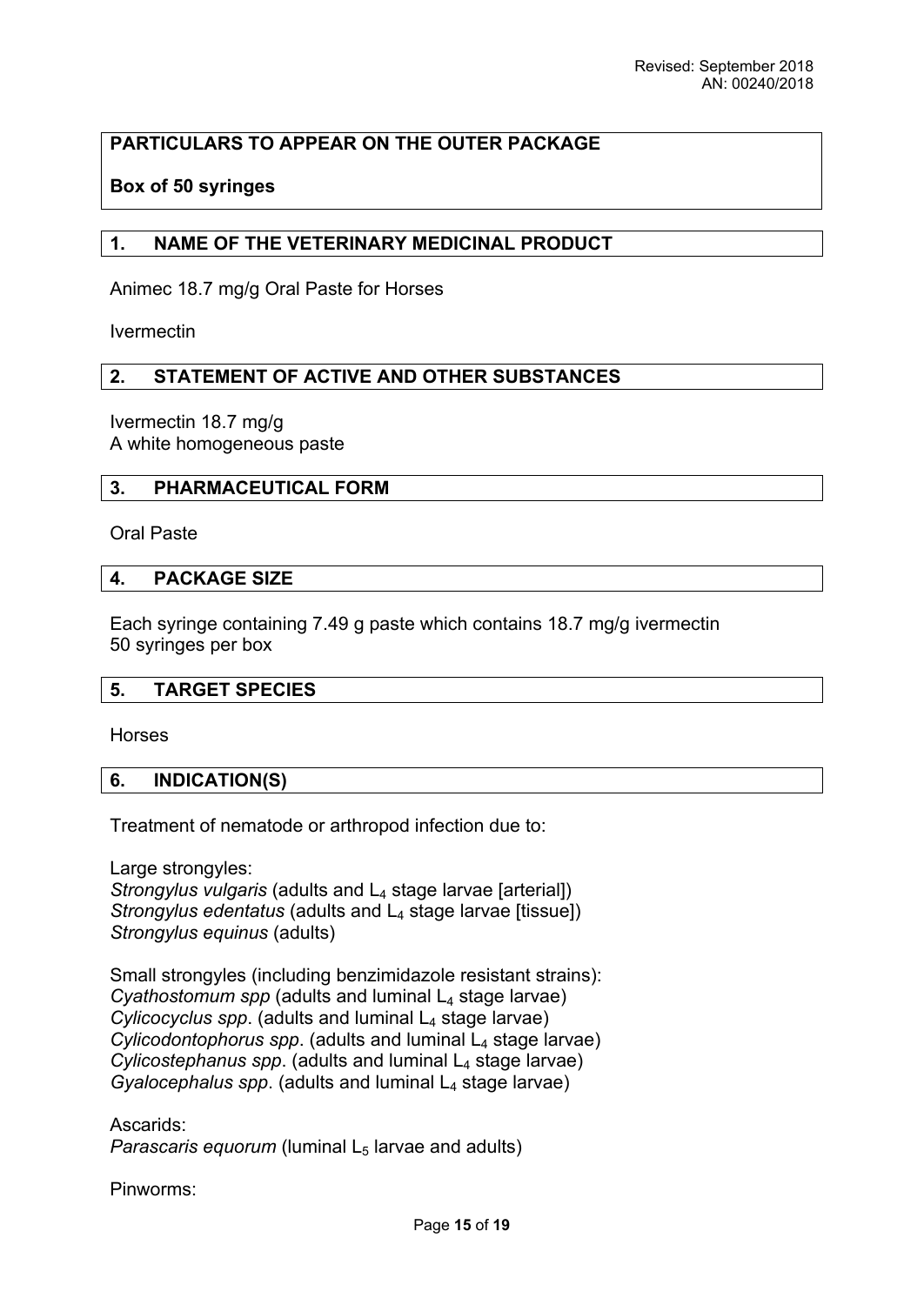Revised: September 2018
AN: 00240/2018

**PARTICULARS TO APPEAR ON THE OUTER PACKAGE**

**Box of 50 syringes**

## 1. NAME OF THE VETERINARY MEDICINAL PRODUCT

Animec 18.7 mg/g Oral Paste for Horses

Ivermectin

## 2. STATEMENT OF ACTIVE AND OTHER SUBSTANCES

Ivermectin 18.7 mg/g
A white homogeneous paste

## 3. PHARMACEUTICAL FORM

Oral Paste

## 4. PACKAGE SIZE

Each syringe containing 7.49 g paste which contains 18.7 mg/g ivermectin
50 syringes per box

## 5. TARGET SPECIES

Horses

## 6. INDICATION(S)

Treatment of nematode or arthropod infection due to:

Large strongyles:
*Strongylus vulgaris* (adults and $L_4$ stage larvae [arterial])
*Strongylus edentatus* (adults and $L_4$ stage larvae [tissue])
*Strongylus equinus* (adults)

Small strongyles (including benzimidazole resistant strains):
*Cyathostomum spp* (adults and luminal $L_4$ stage larvae)
*Cylicocyclus spp*. (adults and luminal $L_4$ stage larvae)
*Cylicodontophorus spp*. (adults and luminal $L_4$ stage larvae)
*Cylicostephanus spp*. (adults and luminal $L_4$ stage larvae)
*Gyalocephalus spp*. (adults and luminal $L_4$ stage larvae)

Ascarids:
*Parascaris equorum* (luminal $L_5$ larvae and adults)

Pinworms: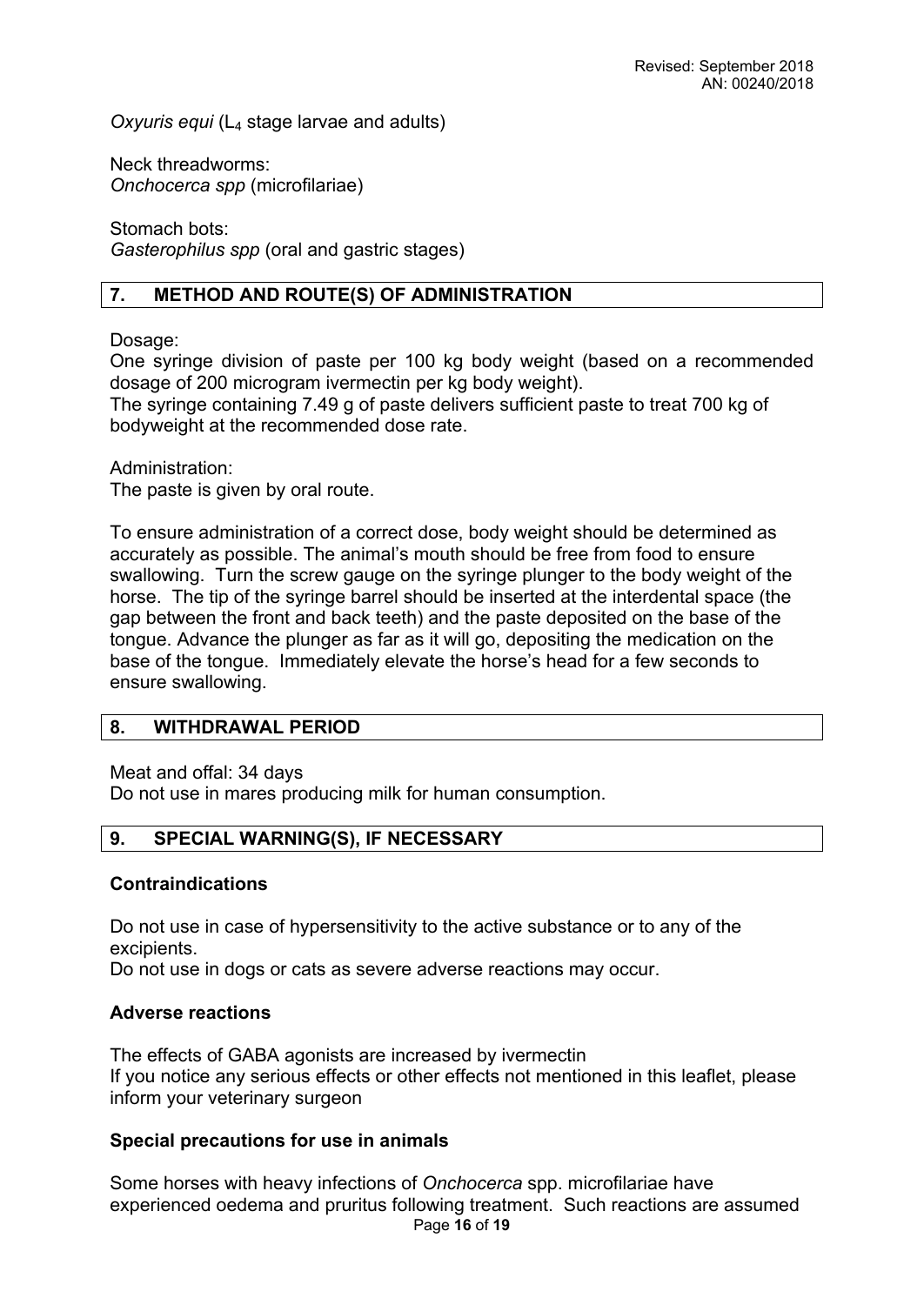*Oxyuris equi* ($L_4$ stage larvae and adults)

Neck threadworms:
*Onchocerca spp* (microfilariae)

Stomach bots:
*Gasterophilus spp* (oral and gastric stages)

## 7. METHOD AND ROUTE(S) OF ADMINISTRATION

Dosage:
One syringe division of paste per 100 kg body weight (based on a recommended dosage of 200 microgram ivermectin per kg body weight).
The syringe containing 7.49 g of paste delivers sufficient paste to treat 700 kg of bodyweight at the recommended dose rate.

Administration:
The paste is given by oral route.

To ensure administration of a correct dose, body weight should be determined as accurately as possible. The animal's mouth should be free from food to ensure swallowing. Turn the screw gauge on the syringe plunger to the body weight of the horse. The tip of the syringe barrel should be inserted at the interdental space (the gap between the front and back teeth) and the paste deposited on the base of the tongue. Advance the plunger as far as it will go, depositing the medication on the base of the tongue. Immediately elevate the horse's head for a few seconds to ensure swallowing.

## 8. WITHDRAWAL PERIOD

Meat and offal: 34 days
Do not use in mares producing milk for human consumption.

## 9. SPECIAL WARNING(S), IF NECESSARY

### Contraindications

Do not use in case of hypersensitivity to the active substance or to any of the excipients.
Do not use in dogs or cats as severe adverse reactions may occur.

### Adverse reactions

The effects of GABA agonists are increased by ivermectin
If you notice any serious effects or other effects not mentioned in this leaflet, please inform your veterinary surgeon

### Special precautions for use in animals

Some horses with heavy infections of *Onchocerca* spp. microfilariae have experienced oedema and pruritus following treatment. Such reactions are assumed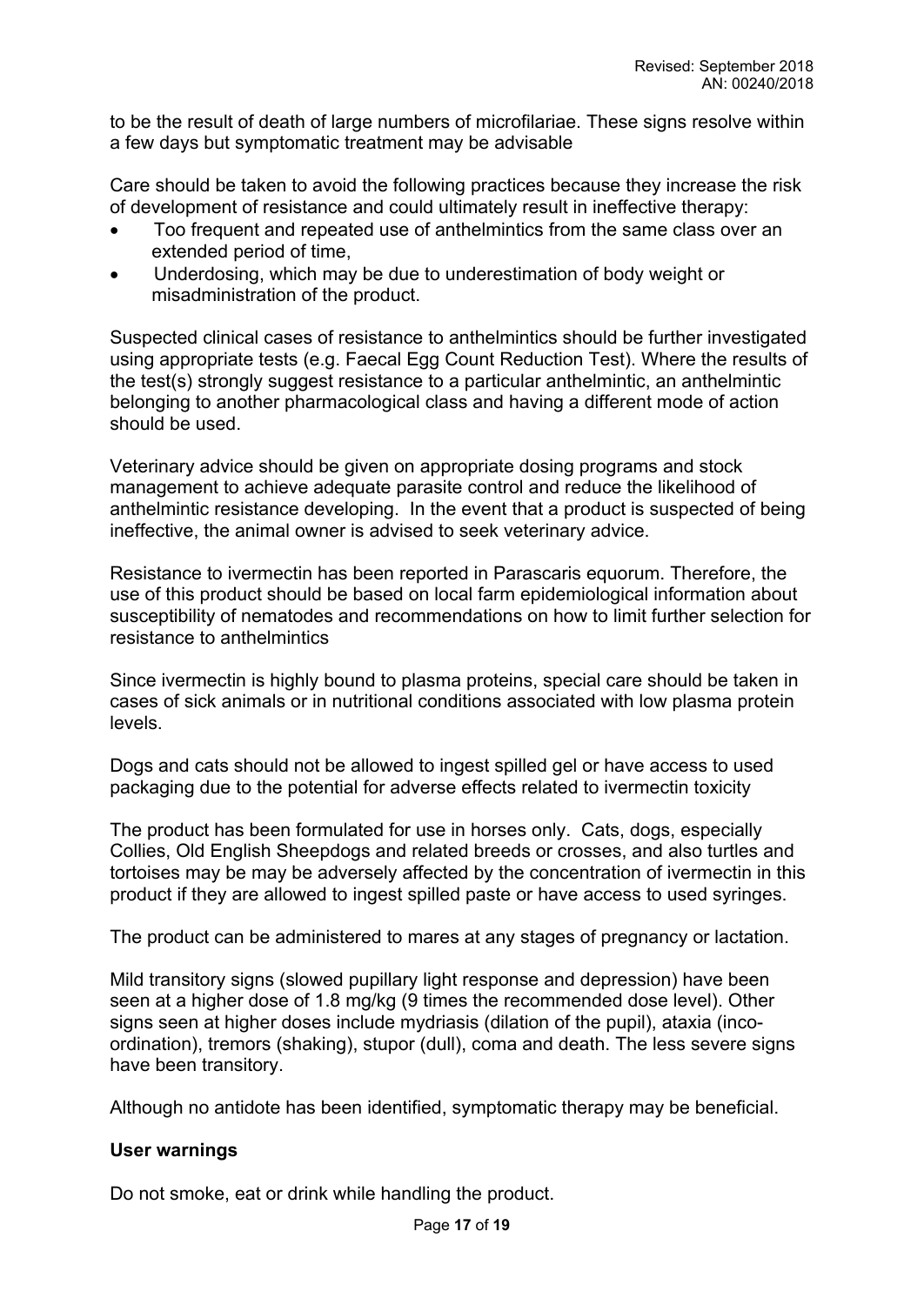to be the result of death of large numbers of microfilariae. These signs resolve within a few days but symptomatic treatment may be advisable

Care should be taken to avoid the following practices because they increase the risk of development of resistance and could ultimately result in ineffective therapy:

- Too frequent and repeated use of anthelmintics from the same class over an extended period of time,
- Underdosing, which may be due to underestimation of body weight or misadministration of the product.

Suspected clinical cases of resistance to anthelmintics should be further investigated using appropriate tests (e.g. Faecal Egg Count Reduction Test). Where the results of the test(s) strongly suggest resistance to a particular anthelmintic, an anthelmintic belonging to another pharmacological class and having a different mode of action should be used.

Veterinary advice should be given on appropriate dosing programs and stock management to achieve adequate parasite control and reduce the likelihood of anthelmintic resistance developing. In the event that a product is suspected of being ineffective, the animal owner is advised to seek veterinary advice.

Resistance to ivermectin has been reported in Parascaris equorum. Therefore, the use of this product should be based on local farm epidemiological information about susceptibility of nematodes and recommendations on how to limit further selection for resistance to anthelmintics

Since ivermectin is highly bound to plasma proteins, special care should be taken in cases of sick animals or in nutritional conditions associated with low plasma protein levels.

Dogs and cats should not be allowed to ingest spilled gel or have access to used packaging due to the potential for adverse effects related to ivermectin toxicity

The product has been formulated for use in horses only. Cats, dogs, especially Collies, Old English Sheepdogs and related breeds or crosses, and also turtles and tortoises may be may be adversely affected by the concentration of ivermectin in this product if they are allowed to ingest spilled paste or have access to used syringes.

The product can be administered to mares at any stages of pregnancy or lactation.

Mild transitory signs (slowed pupillary light response and depression) have been seen at a higher dose of 1.8 mg/kg (9 times the recommended dose level). Other signs seen at higher doses include mydriasis (dilation of the pupil), ataxia (inco-ordination), tremors (shaking), stupor (dull), coma and death. The less severe signs have been transitory.

Although no antidote has been identified, symptomatic therapy may be beneficial.

**User warnings**

Do not smoke, eat or drink while handling the product.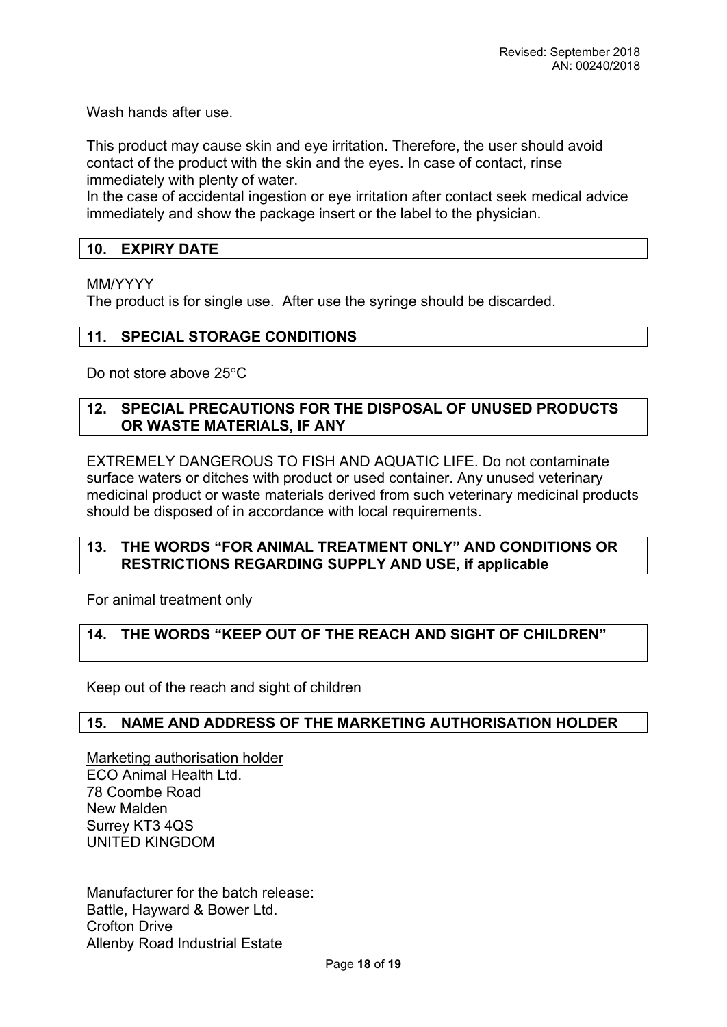Wash hands after use.

This product may cause skin and eye irritation. Therefore, the user should avoid contact of the product with the skin and the eyes. In case of contact, rinse immediately with plenty of water.
In the case of accidental ingestion or eye irritation after contact seek medical advice immediately and show the package insert or the label to the physician.

## 10. EXPIRY DATE

MM/YYYY
The product is for single use. After use the syringe should be discarded.

## 11. SPECIAL STORAGE CONDITIONS

Do not store above 25°C

## 12. SPECIAL PRECAUTIONS FOR THE DISPOSAL OF UNUSED PRODUCTS OR WASTE MATERIALS, IF ANY

EXTREMELY DANGEROUS TO FISH AND AQUATIC LIFE. Do not contaminate surface waters or ditches with product or used container. Any unused veterinary medicinal product or waste materials derived from such veterinary medicinal products should be disposed of in accordance with local requirements.

## 13. THE WORDS "FOR ANIMAL TREATMENT ONLY" AND CONDITIONS OR RESTRICTIONS REGARDING SUPPLY AND USE, if applicable

For animal treatment only

## 14. THE WORDS "KEEP OUT OF THE REACH AND SIGHT OF CHILDREN"

Keep out of the reach and sight of children

## 15. NAME AND ADDRESS OF THE MARKETING AUTHORISATION HOLDER

Marketing authorisation holder
ECO Animal Health Ltd.
78 Coombe Road
New Malden
Surrey KT3 4QS
UNITED KINGDOM

Manufacturer for the batch release:
Battle, Hayward & Bower Ltd.
Crofton Drive
Allenby Road Industrial Estate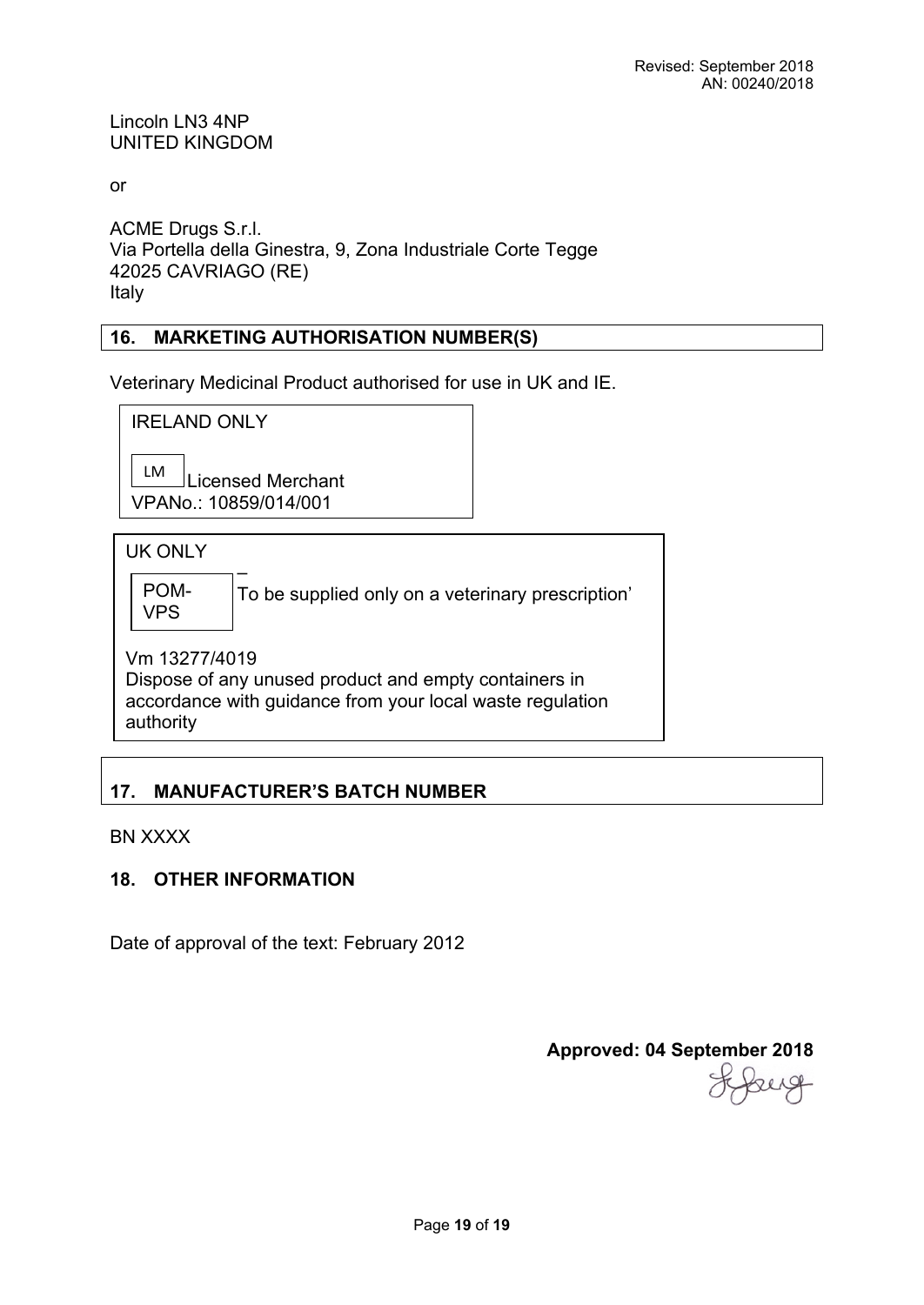Revised: September 2018
AN: 00240/2018

Lincoln LN3 4NP
UNITED KINGDOM

or

ACME Drugs S.r.l.
Via Portella della Ginestra, 9, Zona Industriale Corte Tegge
42025 CAVRIAGO (RE)
Italy

## 16. MARKETING AUTHORISATION NUMBER(S)

Veterinary Medicinal Product authorised for use in UK and IE.

IRELAND ONLY

LM Licensed Merchant
VPANo.: 10859/014/001

UK ONLY

POM-VPS – To be supplied only on a veterinary prescription'

Vm 13277/4019
Dispose of any unused product and empty containers in accordance with guidance from your local waste regulation authority

## 17. MANUFACTURER'S BATCH NUMBER

BN XXXX

## 18. OTHER INFORMATION

Date of approval of the text: February 2012

**Approved: 04 September 2018**